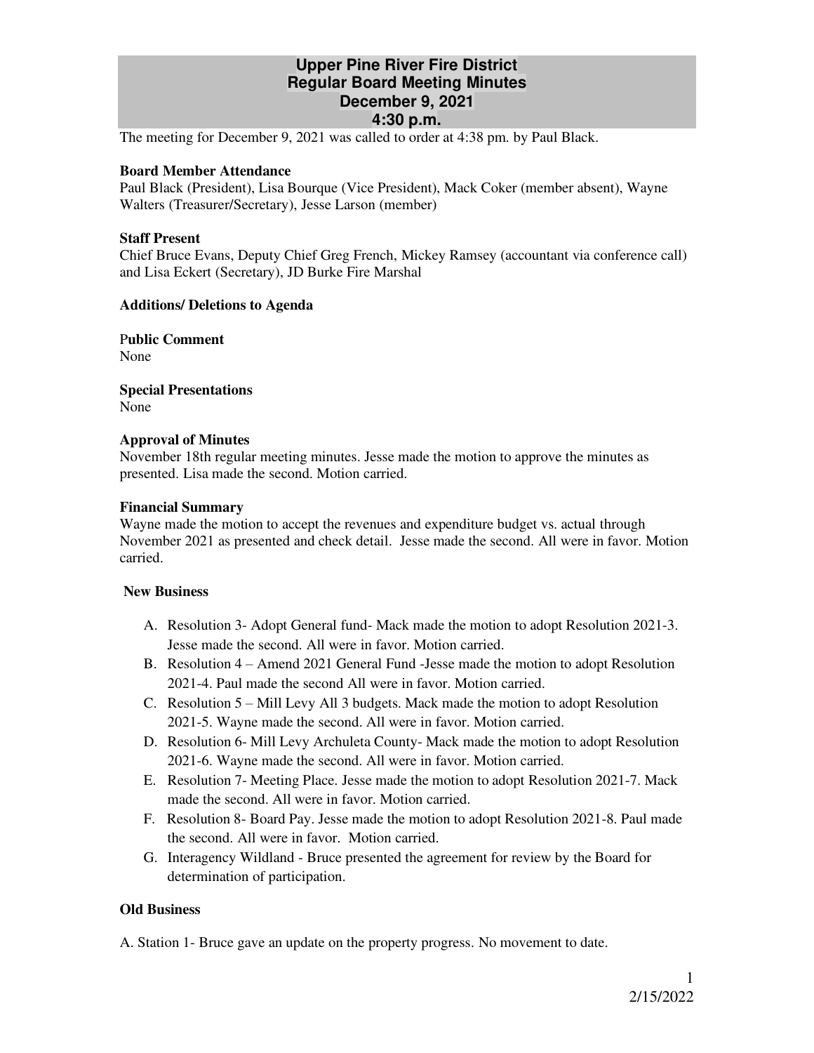# Upper Pine River Fire District
## Regular Board Meeting Minutes
## December 9, 2021
## 4:30 p.m.

The meeting for December 9, 2021 was called to order at 4:38 pm. by Paul Black.

**Board Member Attendance**

Paul Black (President), Lisa Bourque (Vice President), Mack Coker (member absent), Wayne Walters (Treasurer/Secretary), Jesse Larson (member)

**Staff Present**

Chief Bruce Evans, Deputy Chief Greg French, Mickey Ramsey (accountant via conference call) and Lisa Eckert (Secretary), JD Burke Fire Marshal

**Additions/ Deletions to Agenda**

**Public Comment**

None

**Special Presentations**

None

**Approval of Minutes**

November 18th regular meeting minutes. Jesse made the motion to approve the minutes as presented. Lisa made the second. Motion carried.

**Financial Summary**

Wayne made the motion to accept the revenues and expenditure budget vs. actual through November 2021 as presented and check detail. Jesse made the second. All were in favor. Motion carried.

**New Business**

A. Resolution 3- Adopt General fund- Mack made the motion to adopt Resolution 2021-3. Jesse made the second. All were in favor. Motion carried.
B. Resolution 4 – Amend 2021 General Fund -Jesse made the motion to adopt Resolution 2021-4. Paul made the second All were in favor. Motion carried.
C. Resolution 5 – Mill Levy All 3 budgets. Mack made the motion to adopt Resolution 2021-5. Wayne made the second. All were in favor. Motion carried.
D. Resolution 6- Mill Levy Archuleta County- Mack made the motion to adopt Resolution 2021-6. Wayne made the second. All were in favor. Motion carried.
E. Resolution 7- Meeting Place. Jesse made the motion to adopt Resolution 2021-7. Mack made the second. All were in favor. Motion carried.
F. Resolution 8- Board Pay. Jesse made the motion to adopt Resolution 2021-8. Paul made the second. All were in favor. Motion carried.
G. Interagency Wildland - Bruce presented the agreement for review by the Board for determination of participation.

**Old Business**

A. Station 1- Bruce gave an update on the property progress. No movement to date.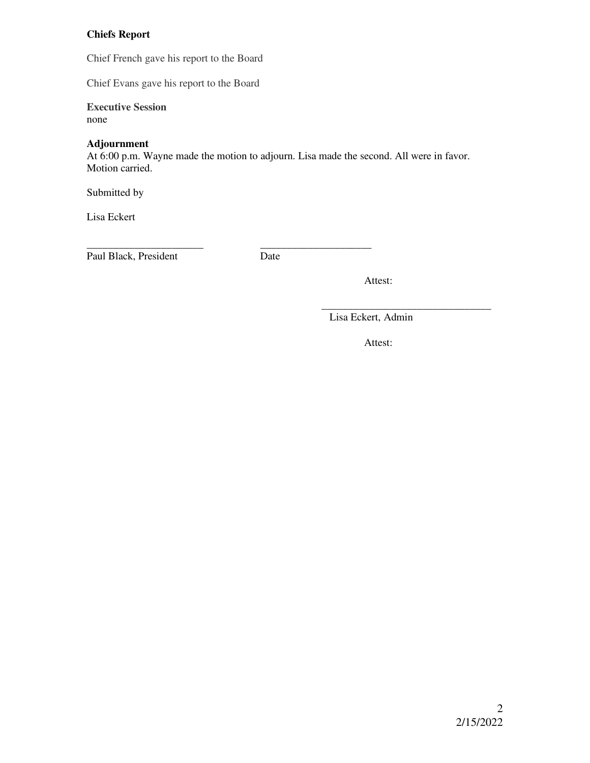**Chiefs Report**

Chief French gave his report to the Board

Chief Evans gave his report to the Board

**Executive Session**
none

**Adjournment**
At 6:00 p.m. Wayne made the motion to adjourn. Lisa made the second. All were in favor. Motion carried.

Submitted by

Lisa Eckert

_____________________ _____________________
Paul Black, President Date

Attest:

________________________________
Lisa Eckert, Admin

Attest: